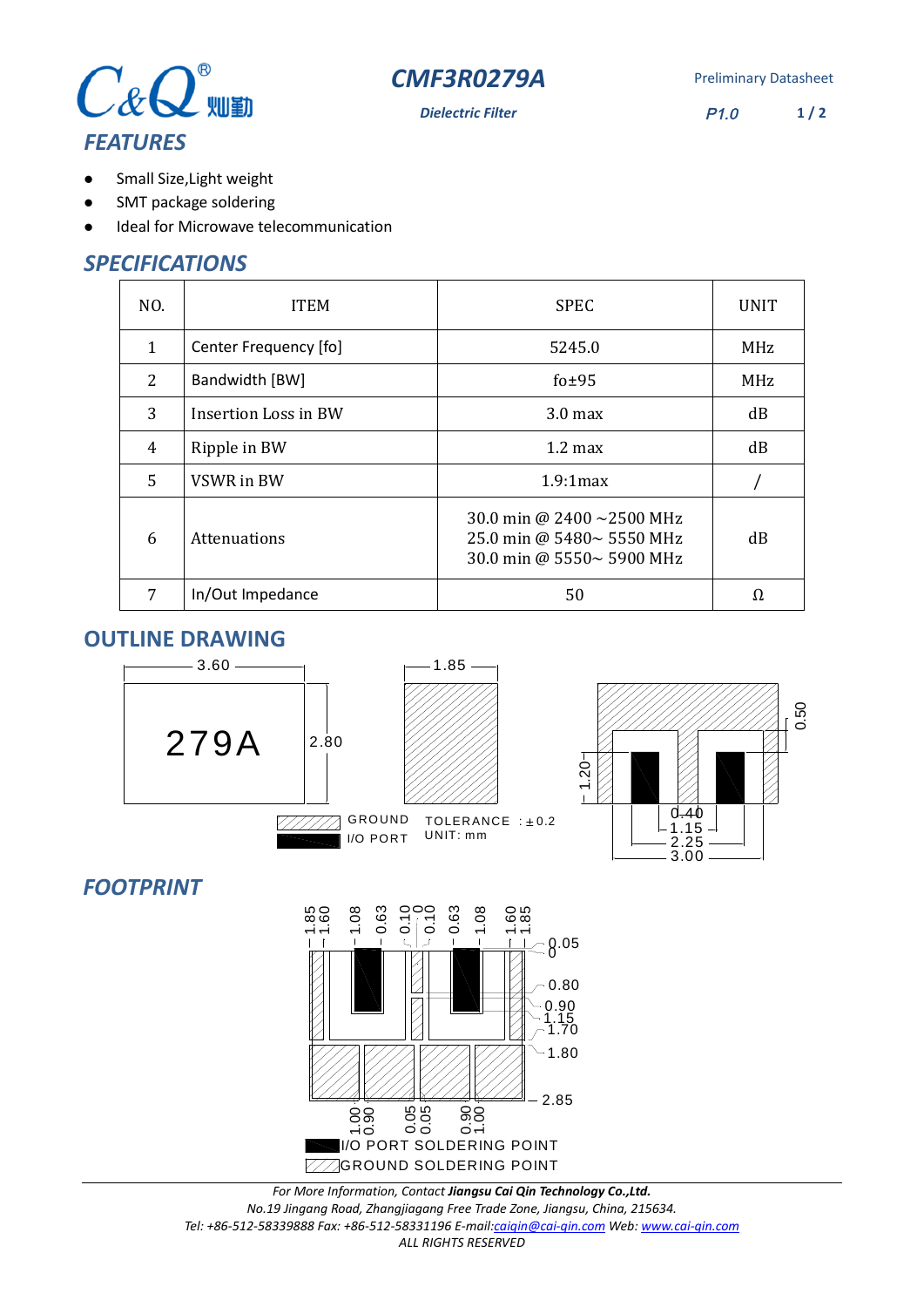# CMF3R0279A

*Dielectric Filter*

Preliminary Datasheet

P1.0

## FEATURES

- Small Size,Light weight
- SMT package soldering
- Ideal for Microwave telecommunication

## SPECIFICATIONS

| NO. | ITEM | SPEC | UNIT |
|---|---|---|---|
| 1 | Center Frequency [fo] | 5245.0 | MHz |
| 2 | Bandwidth [BW] | fo±95 | MHz |
| 3 | Insertion Loss in BW | 3.0 max | dB |
| 4 | Ripple in BW | 1.2 max | dB |
| 5 | VSWR in BW | 1.9:1max | / |
| 6 | Attenuations | 30.0 min @ 2400 ~2500 MHz<br>25.0 min @ 5480~ 5550 MHz<br>30.0 min @ 5550~ 5900 MHz | dB |
| 7 | In/Out Impedance | 50 | Ω |

## OUTLINE DRAWING

3.60 | 2.80 | 279A | 1.85 | 0.50 | 1.20 | 0.40 | 1.15 | 2.25 | 3.00

GROUND
I/O PORT

TOLERANCE : ±0.2
UNIT: mm

## FOOTPRINT

1.85 1.60 1.08 0.63 0.10 0 0.10 0.63 1.08 1.60 1.85

0.05 0 0.80 0.90 1.15 1.70 1.80 2.85

1.00 0.90 0.05 0.05 0.90 1.00

I/O PORT SOLDERING POINT
GROUND SOLDERING POINT

---

*For More Information, Contact **Jiangsu Cai Qin Technology Co.,Ltd.***
*No.19 Jingang Road, Zhangjiagang Free Trade Zone, Jiangsu, China, 215634.*
*Tel: +86-512-58339888 Fax: +86-512-58331196 E-mail:caiqin@cai-qin.com Web: www.cai-qin.com*
*ALL RIGHTS RESERVED*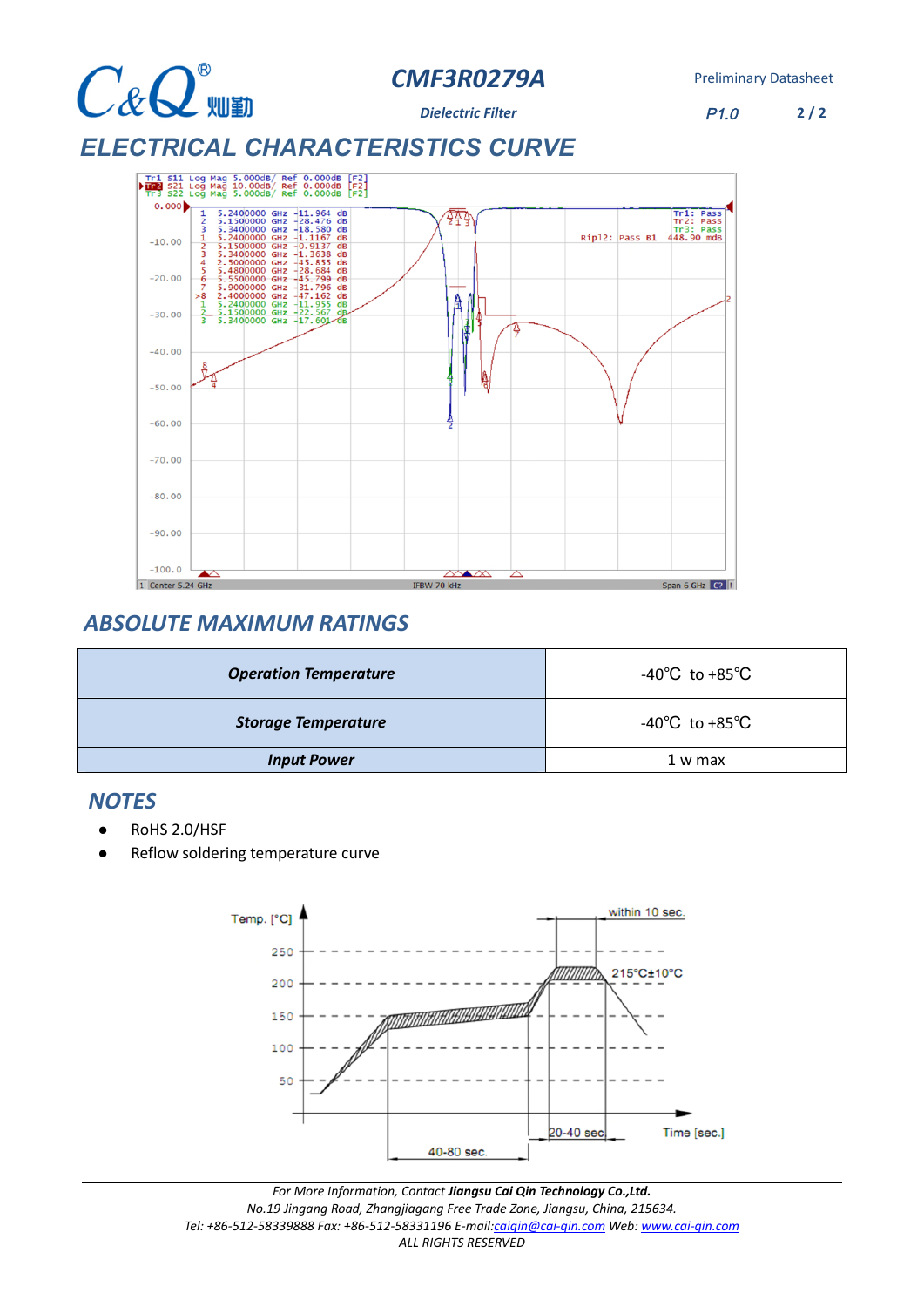## ELECTRICAL CHARACTERISTICS CURVE

Tr1 S11 Log Mag 5.000dB/ Ref 0.000dB [F2]
Tr2 S21 Log Mag 10.00dB/ Ref 0.000dB [F2]
Tr3 S22 Log Mag 5.000dB/ Ref 0.000dB [F2]

1 5.2400000 GHz -11.964 dB
2 5.1500000 GHz -28.476 dB
3 5.3400000 GHz -18.580 dB
1 5.2400000 GHz -1.1167 dB
2 5.1500000 GHz -0.9137 dB
3 5.3400000 GHz -1.3638 dB
4 2.5000000 GHz -45.855 dB
5 5.4800000 GHz -28.684 dB
6 5.5500000 GHz -45.799 dB
7 5.9000000 GHz -31.796 dB
>8 2.4000000 GHz -47.162 dB
1 5.2400000 GHz -11.955 dB
2 5.1500000 GHz -22.567 dB
3 5.3400000 GHz -17.601 dB

Tr1: Pass
Tr2: Pass
Tr3: Pass
Ripl2: Pass B1 448.90 mdB

0.000
-10.00
-20.00
-30.00
-40.00
-50.00
-60.00
-70.00
80.00
-90.00
-100.0

1 Center 5.24 GHz IFBW 70 kHz Span 6 GHz

## ABSOLUTE MAXIMUM RATINGS

| | |
|---|---|
| ***Operation Temperature*** | -40℃ to +85℃ |
| ***Storage Temperature*** | -40℃ to +85℃ |
| ***Input Power*** | 1 w max |

## NOTES

- RoHS 2.0/HSF
- Reflow soldering temperature curve

Temp. [°C]
250
200
150
100
50
within 10 sec.
215°C±10°C
20-40 sec
40-80 sec.
Time [sec.]

For More Information, Contact **Jiangsu Cai Qin Technology Co.,Ltd.**
No.19 Jingang Road, Zhangjiagang Free Trade Zone, Jiangsu, China, 215634.
Tel: +86-512-58339888 Fax: +86-512-58331196 E-mail:caiqin@cai-qin.com Web: www.cai-qin.com
ALL RIGHTS RESERVED